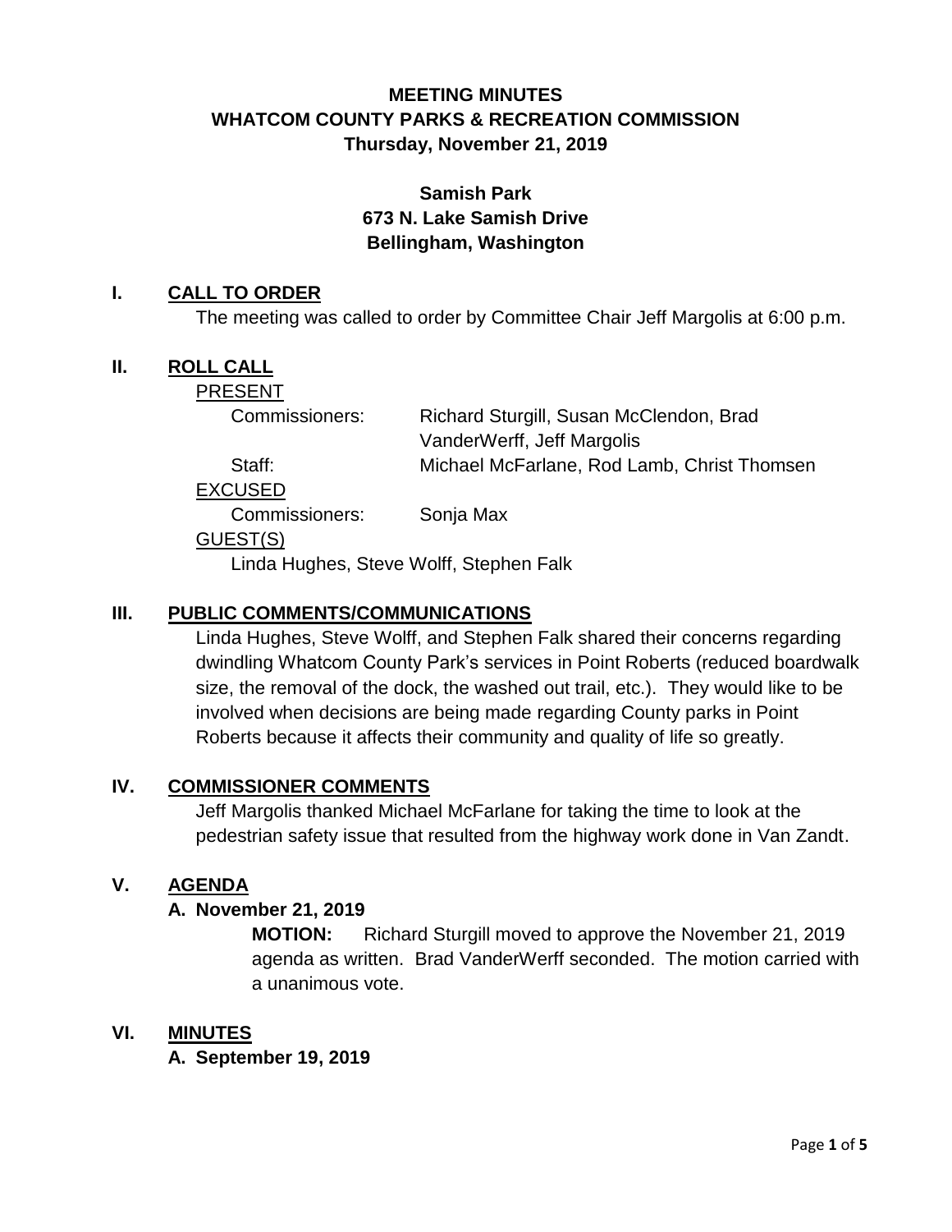# MEETING MINUTES
# WHATCOM COUNTY PARKS & RECREATION COMMISSION
# Thursday, November 21, 2019

**Samish Park**
**673 N. Lake Samish Drive**
**Bellingham, Washington**

## I. CALL TO ORDER

The meeting was called to order by Committee Chair Jeff Margolis at 6:00 p.m.

## II. ROLL CALL

PRESENT

Commissioners: Richard Sturgill, Susan McClendon, Brad VanderWerff, Jeff Margolis

Staff: Michael McFarlane, Rod Lamb, Christ Thomsen

EXCUSED

Commissioners: Sonja Max

GUEST(S)

Linda Hughes, Steve Wolff, Stephen Falk

## III. PUBLIC COMMENTS/COMMUNICATIONS

Linda Hughes, Steve Wolff, and Stephen Falk shared their concerns regarding dwindling Whatcom County Park's services in Point Roberts (reduced boardwalk size, the removal of the dock, the washed out trail, etc.). They would like to be involved when decisions are being made regarding County parks in Point Roberts because it affects their community and quality of life so greatly.

## IV. COMMISSIONER COMMENTS

Jeff Margolis thanked Michael McFarlane for taking the time to look at the pedestrian safety issue that resulted from the highway work done in Van Zandt.

## V. AGENDA

### A. November 21, 2019

**MOTION:** Richard Sturgill moved to approve the November 21, 2019 agenda as written. Brad VanderWerff seconded. The motion carried with a unanimous vote.

## VI. MINUTES

### A. September 19, 2019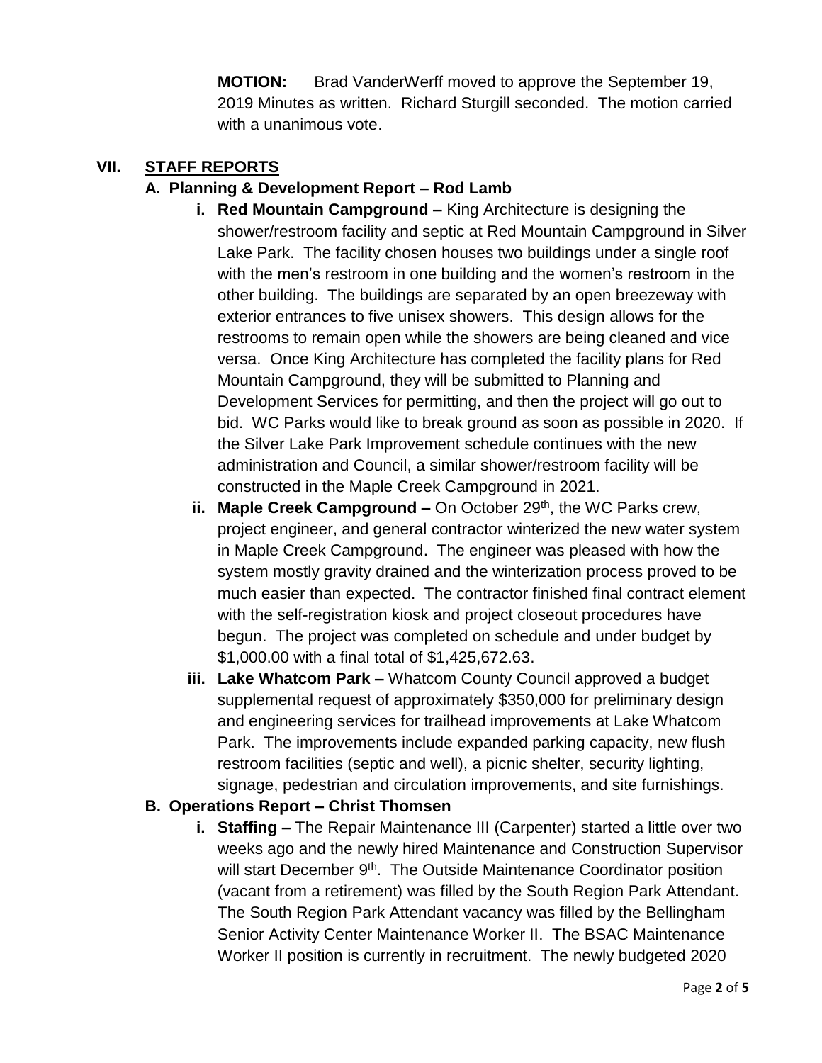**MOTION:** Brad VanderWerff moved to approve the September 19, 2019 Minutes as written. Richard Sturgill seconded. The motion carried with a unanimous vote.

## VII. STAFF REPORTS

### A. Planning & Development Report – Rod Lamb

- **i. Red Mountain Campground –** King Architecture is designing the shower/restroom facility and septic at Red Mountain Campground in Silver Lake Park. The facility chosen houses two buildings under a single roof with the men's restroom in one building and the women's restroom in the other building. The buildings are separated by an open breezeway with exterior entrances to five unisex showers. This design allows for the restrooms to remain open while the showers are being cleaned and vice versa. Once King Architecture has completed the facility plans for Red Mountain Campground, they will be submitted to Planning and Development Services for permitting, and then the project will go out to bid. WC Parks would like to break ground as soon as possible in 2020. If the Silver Lake Park Improvement schedule continues with the new administration and Council, a similar shower/restroom facility will be constructed in the Maple Creek Campground in 2021.
- **ii. Maple Creek Campground –** On October 29th, the WC Parks crew, project engineer, and general contractor winterized the new water system in Maple Creek Campground. The engineer was pleased with how the system mostly gravity drained and the winterization process proved to be much easier than expected. The contractor finished final contract element with the self-registration kiosk and project closeout procedures have begun. The project was completed on schedule and under budget by $1,000.00 with a final total of $1,425,672.63.
- **iii. Lake Whatcom Park –** Whatcom County Council approved a budget supplemental request of approximately $350,000 for preliminary design and engineering services for trailhead improvements at Lake Whatcom Park. The improvements include expanded parking capacity, new flush restroom facilities (septic and well), a picnic shelter, security lighting, signage, pedestrian and circulation improvements, and site furnishings.

### B. Operations Report – Christ Thomsen

- **i. Staffing –** The Repair Maintenance III (Carpenter) started a little over two weeks ago and the newly hired Maintenance and Construction Supervisor will start December 9th. The Outside Maintenance Coordinator position (vacant from a retirement) was filled by the South Region Park Attendant. The South Region Park Attendant vacancy was filled by the Bellingham Senior Activity Center Maintenance Worker II. The BSAC Maintenance Worker II position is currently in recruitment. The newly budgeted 2020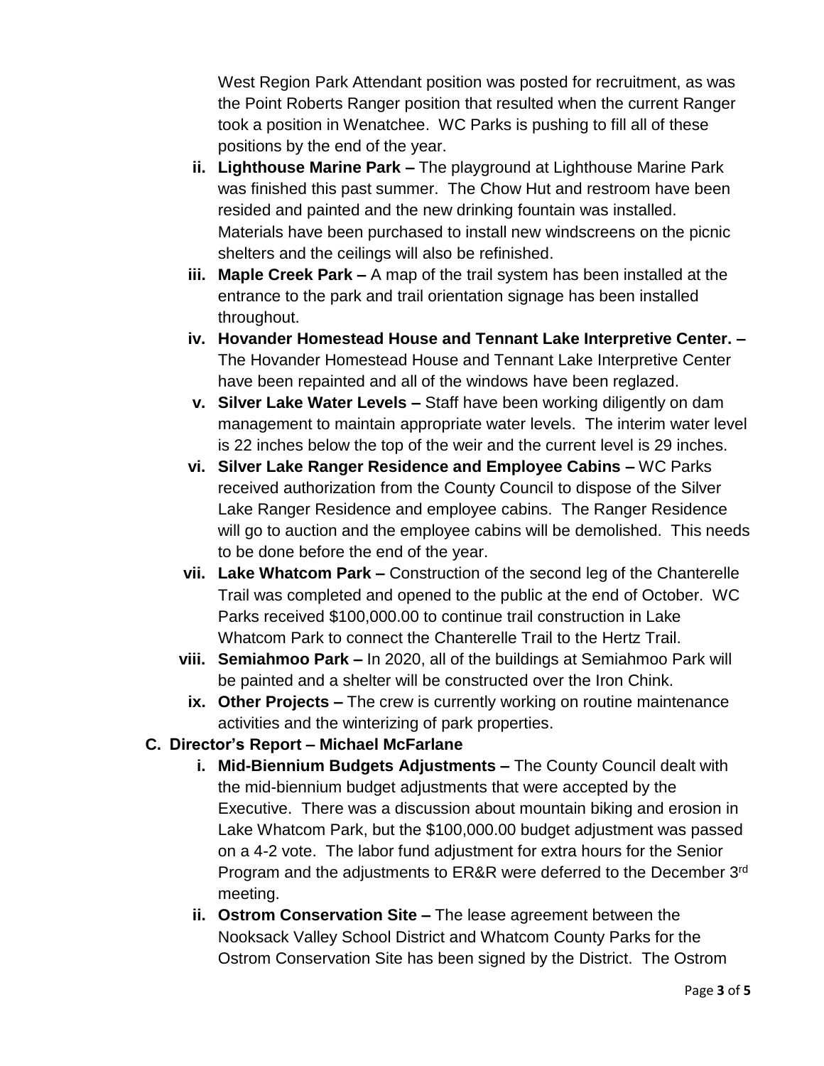West Region Park Attendant position was posted for recruitment, as was the Point Roberts Ranger position that resulted when the current Ranger took a position in Wenatchee. WC Parks is pushing to fill all of these positions by the end of the year.

ii. **Lighthouse Marine Park –** The playground at Lighthouse Marine Park was finished this past summer. The Chow Hut and restroom have been resided and painted and the new drinking fountain was installed. Materials have been purchased to install new windscreens on the picnic shelters and the ceilings will also be refinished.

iii. **Maple Creek Park –** A map of the trail system has been installed at the entrance to the park and trail orientation signage has been installed throughout.

iv. **Hovander Homestead House and Tennant Lake Interpretive Center. –** The Hovander Homestead House and Tennant Lake Interpretive Center have been repainted and all of the windows have been reglazed.

v. **Silver Lake Water Levels –** Staff have been working diligently on dam management to maintain appropriate water levels. The interim water level is 22 inches below the top of the weir and the current level is 29 inches.

vi. **Silver Lake Ranger Residence and Employee Cabins –** WC Parks received authorization from the County Council to dispose of the Silver Lake Ranger Residence and employee cabins. The Ranger Residence will go to auction and the employee cabins will be demolished. This needs to be done before the end of the year.

vii. **Lake Whatcom Park –** Construction of the second leg of the Chanterelle Trail was completed and opened to the public at the end of October. WC Parks received $100,000.00 to continue trail construction in Lake Whatcom Park to connect the Chanterelle Trail to the Hertz Trail.

viii. **Semiahmoo Park –** In 2020, all of the buildings at Semiahmoo Park will be painted and a shelter will be constructed over the Iron Chink.

ix. **Other Projects –** The crew is currently working on routine maintenance activities and the winterizing of park properties.

**C. Director's Report – Michael McFarlane**

i. **Mid-Biennium Budgets Adjustments –** The County Council dealt with the mid-biennium budget adjustments that were accepted by the Executive. There was a discussion about mountain biking and erosion in Lake Whatcom Park, but the $100,000.00 budget adjustment was passed on a 4-2 vote. The labor fund adjustment for extra hours for the Senior Program and the adjustments to ER&R were deferred to the December 3rd meeting.

ii. **Ostrom Conservation Site –** The lease agreement between the Nooksack Valley School District and Whatcom County Parks for the Ostrom Conservation Site has been signed by the District. The Ostrom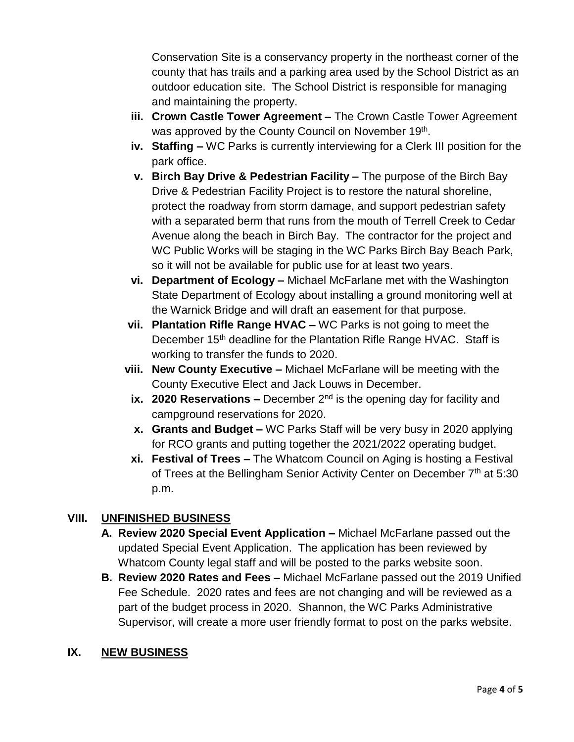Conservation Site is a conservancy property in the northeast corner of the county that has trails and a parking area used by the School District as an outdoor education site. The School District is responsible for managing and maintaining the property.

iii. **Crown Castle Tower Agreement –** The Crown Castle Tower Agreement was approved by the County Council on November 19th.

iv. **Staffing –** WC Parks is currently interviewing for a Clerk III position for the park office.

v. **Birch Bay Drive & Pedestrian Facility –** The purpose of the Birch Bay Drive & Pedestrian Facility Project is to restore the natural shoreline, protect the roadway from storm damage, and support pedestrian safety with a separated berm that runs from the mouth of Terrell Creek to Cedar Avenue along the beach in Birch Bay. The contractor for the project and WC Public Works will be staging in the WC Parks Birch Bay Beach Park, so it will not be available for public use for at least two years.

vi. **Department of Ecology –** Michael McFarlane met with the Washington State Department of Ecology about installing a ground monitoring well at the Warnick Bridge and will draft an easement for that purpose.

vii. **Plantation Rifle Range HVAC –** WC Parks is not going to meet the December 15th deadline for the Plantation Rifle Range HVAC. Staff is working to transfer the funds to 2020.

viii. **New County Executive –** Michael McFarlane will be meeting with the County Executive Elect and Jack Louws in December.

ix. **2020 Reservations –** December 2nd is the opening day for facility and campground reservations for 2020.

x. **Grants and Budget –** WC Parks Staff will be very busy in 2020 applying for RCO grants and putting together the 2021/2022 operating budget.

xi. **Festival of Trees –** The Whatcom Council on Aging is hosting a Festival of Trees at the Bellingham Senior Activity Center on December 7th at 5:30 p.m.

## VIII. UNFINISHED BUSINESS

**A. Review 2020 Special Event Application –** Michael McFarlane passed out the updated Special Event Application. The application has been reviewed by Whatcom County legal staff and will be posted to the parks website soon.

**B. Review 2020 Rates and Fees –** Michael McFarlane passed out the 2019 Unified Fee Schedule. 2020 rates and fees are not changing and will be reviewed as a part of the budget process in 2020. Shannon, the WC Parks Administrative Supervisor, will create a more user friendly format to post on the parks website.

## IX. NEW BUSINESS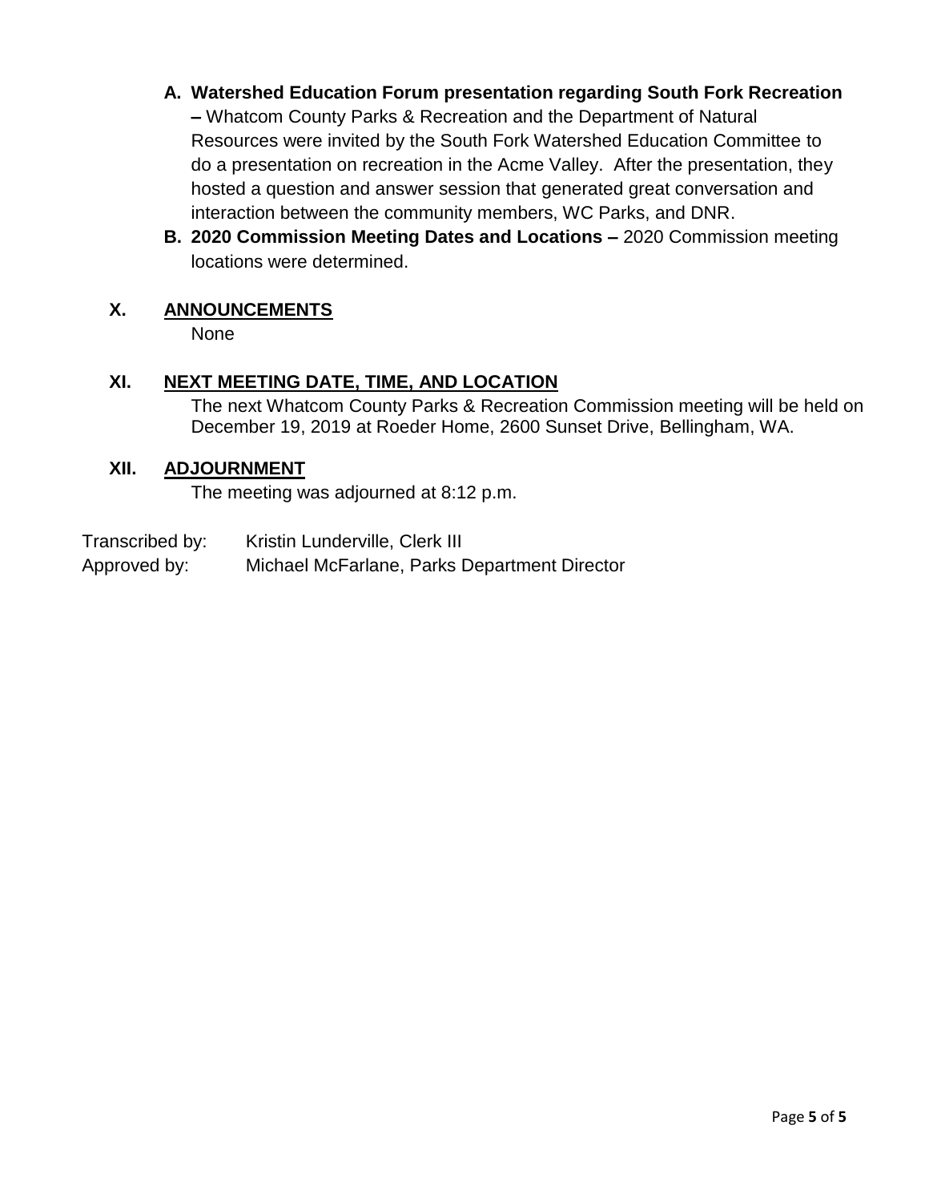**A. Watershed Education Forum presentation regarding South Fork Recreation –** Whatcom County Parks & Recreation and the Department of Natural Resources were invited by the South Fork Watershed Education Committee to do a presentation on recreation in the Acme Valley. After the presentation, they hosted a question and answer session that generated great conversation and interaction between the community members, WC Parks, and DNR.

**B. 2020 Commission Meeting Dates and Locations –** 2020 Commission meeting locations were determined.

## X. ANNOUNCEMENTS

None

## XI. NEXT MEETING DATE, TIME, AND LOCATION

The next Whatcom County Parks & Recreation Commission meeting will be held on December 19, 2019 at Roeder Home, 2600 Sunset Drive, Bellingham, WA.

## XII. ADJOURNMENT

The meeting was adjourned at 8:12 p.m.

Transcribed by: Kristin Lunderville, Clerk III
Approved by: Michael McFarlane, Parks Department Director